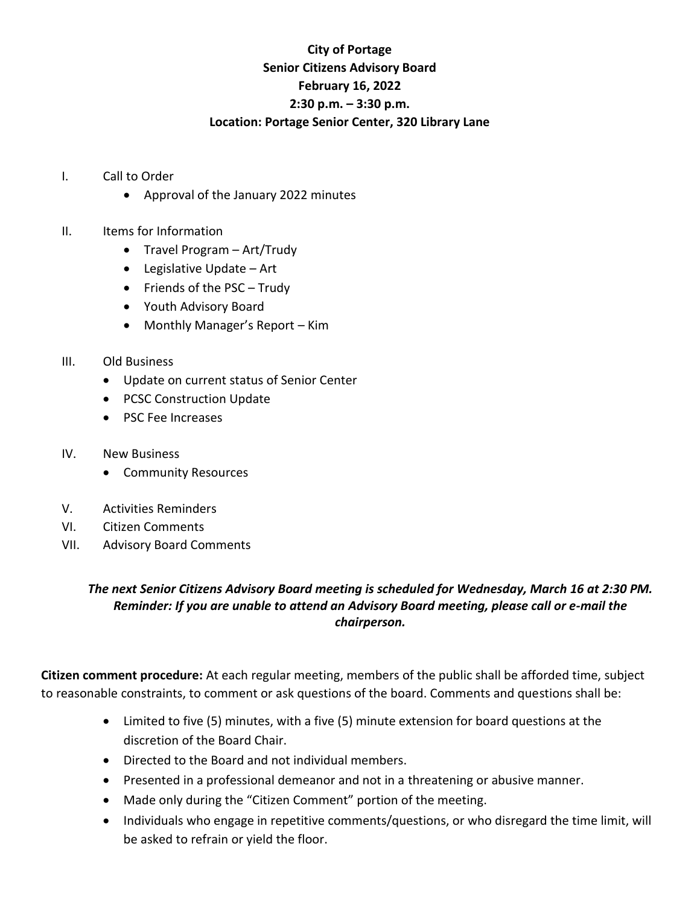**City of Portage**
**Senior Citizens Advisory Board**
**February 16, 2022**
**2:30 p.m. – 3:30 p.m.**
**Location: Portage Senior Center, 320 Library Lane**

I. Call to Order
   - Approval of the January 2022 minutes

II. Items for Information
   - Travel Program – Art/Trudy
   - Legislative Update – Art
   - Friends of the PSC – Trudy
   - Youth Advisory Board
   - Monthly Manager's Report – Kim

III. Old Business
   - Update on current status of Senior Center
   - PCSC Construction Update
   - PSC Fee Increases

IV. New Business
   - Community Resources

V. Activities Reminders

VI. Citizen Comments

VII. Advisory Board Comments

***The next Senior Citizens Advisory Board meeting is scheduled for Wednesday, March 16 at 2:30 PM. Reminder: If you are unable to attend an Advisory Board meeting, please call or e-mail the chairperson.***

**Citizen comment procedure:** At each regular meeting, members of the public shall be afforded time, subject to reasonable constraints, to comment or ask questions of the board. Comments and questions shall be:

- Limited to five (5) minutes, with a five (5) minute extension for board questions at the discretion of the Board Chair.
- Directed to the Board and not individual members.
- Presented in a professional demeanor and not in a threatening or abusive manner.
- Made only during the "Citizen Comment" portion of the meeting.
- Individuals who engage in repetitive comments/questions, or who disregard the time limit, will be asked to refrain or yield the floor.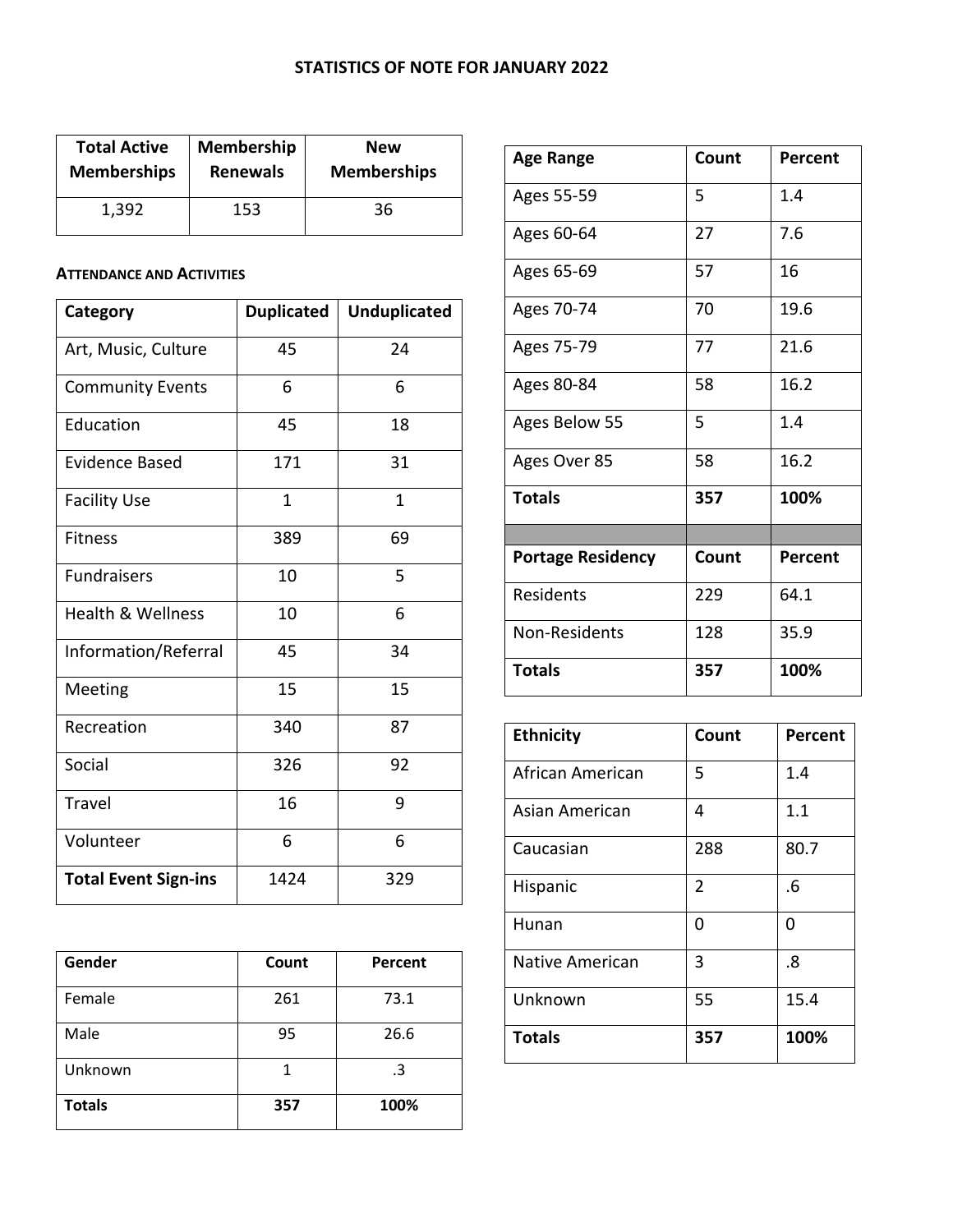**STATISTICS OF NOTE FOR JANUARY 2022**

| Total Active Memberships | Membership Renewals | New Memberships |
|---|---|---|
| 1,392 | 153 | 36 |

**ATTENDANCE AND ACTIVITIES**

| Category | Duplicated | Unduplicated |
|---|---|---|
| Art, Music, Culture | 45 | 24 |
| Community Events | 6 | 6 |
| Education | 45 | 18 |
| Evidence Based | 171 | 31 |
| Facility Use | 1 | 1 |
| Fitness | 389 | 69 |
| Fundraisers | 10 | 5 |
| Health & Wellness | 10 | 6 |
| Information/Referral | 45 | 34 |
| Meeting | 15 | 15 |
| Recreation | 340 | 87 |
| Social | 326 | 92 |
| Travel | 16 | 9 |
| Volunteer | 6 | 6 |
| **Total Event Sign-ins** | 1424 | 329 |

| Gender | Count | Percent |
|---|---|---|
| Female | 261 | 73.1 |
| Male | 95 | 26.6 |
| Unknown | 1 | .3 |
| **Totals** | **357** | **100%** |

| Age Range | Count | Percent |
|---|---|---|
| Ages 55-59 | 5 | 1.4 |
| Ages 60-64 | 27 | 7.6 |
| Ages 65-69 | 57 | 16 |
| Ages 70-74 | 70 | 19.6 |
| Ages 75-79 | 77 | 21.6 |
| Ages 80-84 | 58 | 16.2 |
| Ages Below 55 | 5 | 1.4 |
| Ages Over 85 | 58 | 16.2 |
| **Totals** | **357** | **100%** |

| Portage Residency | Count | Percent |
|---|---|---|
| Residents | 229 | 64.1 |
| Non-Residents | 128 | 35.9 |
| **Totals** | **357** | **100%** |

| Ethnicity | Count | Percent |
|---|---|---|
| African American | 5 | 1.4 |
| Asian American | 4 | 1.1 |
| Caucasian | 288 | 80.7 |
| Hispanic | 2 | .6 |
| Hunan | 0 | 0 |
| Native American | 3 | .8 |
| Unknown | 55 | 15.4 |
| **Totals** | **357** | **100%** |